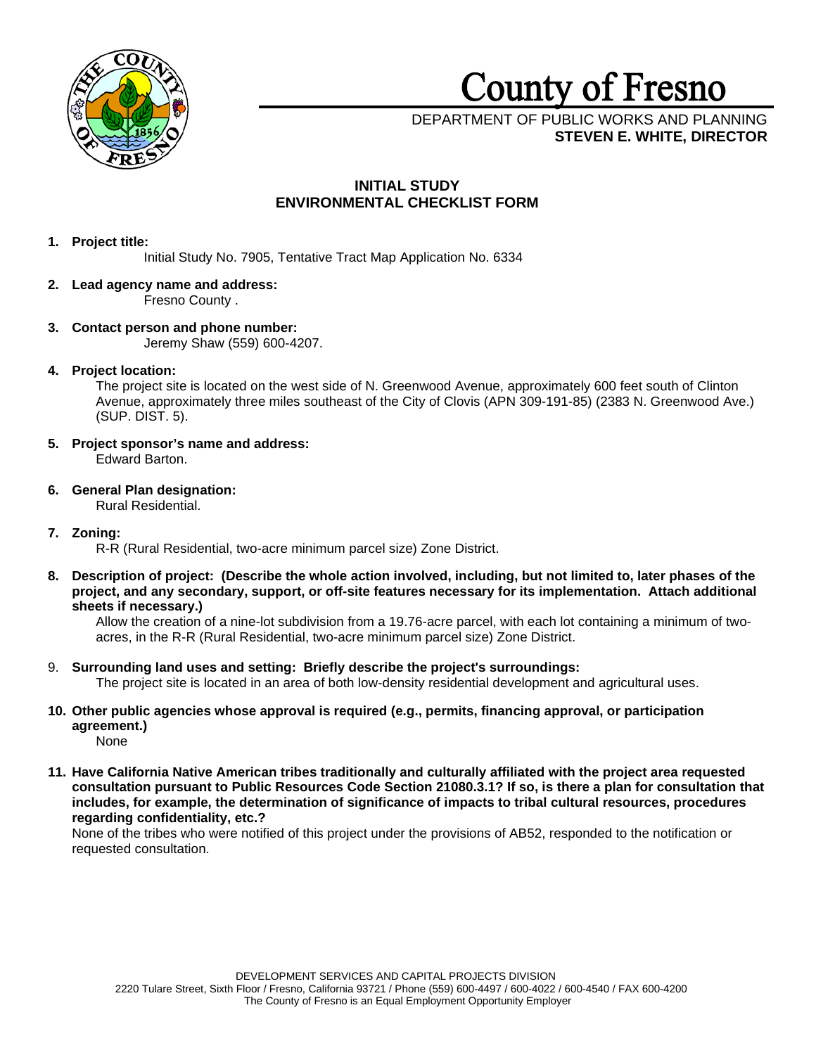# County of Fresno

DEPARTMENT OF PUBLIC WORKS AND PLANNING
**STEVEN E. WHITE, DIRECTOR**

## INITIAL STUDY
## ENVIRONMENTAL CHECKLIST FORM

1. **Project title:**
   Initial Study No. 7905, Tentative Tract Map Application No. 6334

2. **Lead agency name and address:**
   Fresno County .

3. **Contact person and phone number:**
   Jeremy Shaw (559) 600-4207.

4. **Project location:**
   The project site is located on the west side of N. Greenwood Avenue, approximately 600 feet south of Clinton Avenue, approximately three miles southeast of the City of Clovis (APN 309-191-85) (2383 N. Greenwood Ave.) (SUP. DIST. 5).

5. **Project sponsor's name and address:**
   Edward Barton.

6. **General Plan designation:**
   Rural Residential.

7. **Zoning:**
   R-R (Rural Residential, two-acre minimum parcel size) Zone District.

8. **Description of project: (Describe the whole action involved, including, but not limited to, later phases of the project, and any secondary, support, or off-site features necessary for its implementation. Attach additional sheets if necessary.)**
   Allow the creation of a nine-lot subdivision from a 19.76-acre parcel, with each lot containing a minimum of two-acres, in the R-R (Rural Residential, two-acre minimum parcel size) Zone District.

9. **Surrounding land uses and setting: Briefly describe the project's surroundings:**
   The project site is located in an area of both low-density residential development and agricultural uses.

10. **Other public agencies whose approval is required (e.g., permits, financing approval, or participation agreement.)**
    None

11. **Have California Native American tribes traditionally and culturally affiliated with the project area requested consultation pursuant to Public Resources Code Section 21080.3.1? If so, is there a plan for consultation that includes, for example, the determination of significance of impacts to tribal cultural resources, procedures regarding confidentiality, etc.?**
    None of the tribes who were notified of this project under the provisions of AB52, responded to the notification or requested consultation.

DEVELOPMENT SERVICES AND CAPITAL PROJECTS DIVISION
2220 Tulare Street, Sixth Floor / Fresno, California 93721 / Phone (559) 600-4497 / 600-4022 / 600-4540 / FAX 600-4200
The County of Fresno is an Equal Employment Opportunity Employer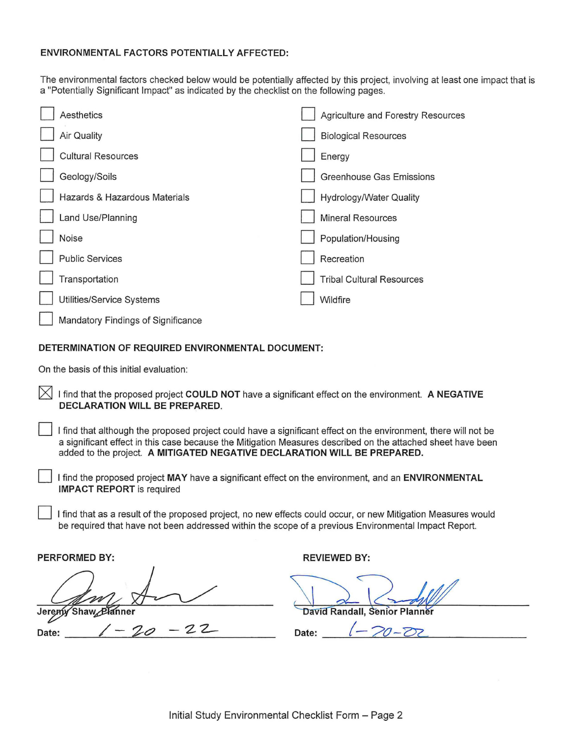**ENVIRONMENTAL FACTORS POTENTIALLY AFFECTED:**

The environmental factors checked below would be potentially affected by this project, involving at least one impact that is a "Potentially Significant Impact" as indicated by the checklist on the following pages.

- [ ] Aesthetics
- [ ] Agriculture and Forestry Resources
- [ ] Air Quality
- [ ] Biological Resources
- [ ] Cultural Resources
- [ ] Energy
- [ ] Geology/Soils
- [ ] Greenhouse Gas Emissions
- [ ] Hazards & Hazardous Materials
- [ ] Hydrology/Water Quality
- [ ] Land Use/Planning
- [ ] Mineral Resources
- [ ] Noise
- [ ] Population/Housing
- [ ] Public Services
- [ ] Recreation
- [ ] Transportation
- [ ] Tribal Cultural Resources
- [ ] Utilities/Service Systems
- [ ] Wildfire
- [ ] Mandatory Findings of Significance

**DETERMINATION OF REQUIRED ENVIRONMENTAL DOCUMENT:**

On the basis of this initial evaluation:

- [x] I find that the proposed project **COULD NOT** have a significant effect on the environment. **A NEGATIVE DECLARATION WILL BE PREPARED.**
- [ ] I find that although the proposed project could have a significant effect on the environment, there will not be a significant effect in this case because the Mitigation Measures described on the attached sheet have been added to the project. **A MITIGATED NEGATIVE DECLARATION WILL BE PREPARED.**
- [ ] I find the proposed project **MAY** have a significant effect on the environment, and an **ENVIRONMENTAL IMPACT REPORT** is required
- [ ] I find that as a result of the proposed project, no new effects could occur, or new Mitigation Measures would be required that have not been addressed within the scope of a previous Environmental Impact Report.

| **PERFORMED BY:** | **REVIEWED BY:** |
|---|---|
| Jeremy Shaw, Planner | David Randall, Senior Planner |
| Date: 1-20-22 | Date: 1-20-22 |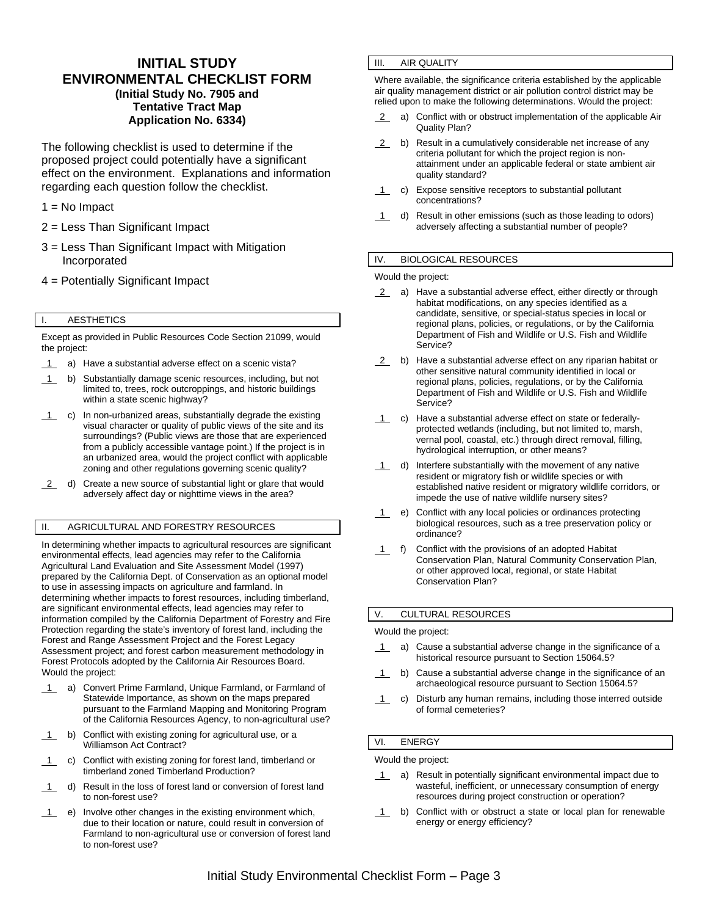# INITIAL STUDY ENVIRONMENTAL CHECKLIST FORM

**(Initial Study No. 7905 and Tentative Tract Map Application No. 6334)**

The following checklist is used to determine if the proposed project could potentially have a significant effect on the environment. Explanations and information regarding each question follow the checklist.

1 = No Impact

2 = Less Than Significant Impact

3 = Less Than Significant Impact with Mitigation Incorporated

4 = Potentially Significant Impact

## I. AESTHETICS

Except as provided in Public Resources Code Section 21099, would the project:

1 a) Have a substantial adverse effect on a scenic vista?

1 b) Substantially damage scenic resources, including, but not limited to, trees, rock outcroppings, and historic buildings within a state scenic highway?

1 c) In non-urbanized areas, substantially degrade the existing visual character or quality of public views of the site and its surroundings? (Public views are those that are experienced from a publicly accessible vantage point.) If the project is in an urbanized area, would the project conflict with applicable zoning and other regulations governing scenic quality?

2 d) Create a new source of substantial light or glare that would adversely affect day or nighttime views in the area?

## II. AGRICULTURAL AND FORESTRY RESOURCES

In determining whether impacts to agricultural resources are significant environmental effects, lead agencies may refer to the California Agricultural Land Evaluation and Site Assessment Model (1997) prepared by the California Dept. of Conservation as an optional model to use in assessing impacts on agriculture and farmland. In determining whether impacts to forest resources, including timberland, are significant environmental effects, lead agencies may refer to information compiled by the California Department of Forestry and Fire Protection regarding the state's inventory of forest land, including the Forest and Range Assessment Project and the Forest Legacy Assessment project; and forest carbon measurement methodology in Forest Protocols adopted by the California Air Resources Board. Would the project:

1 a) Convert Prime Farmland, Unique Farmland, or Farmland of Statewide Importance, as shown on the maps prepared pursuant to the Farmland Mapping and Monitoring Program of the California Resources Agency, to non-agricultural use?

1 b) Conflict with existing zoning for agricultural use, or a Williamson Act Contract?

1 c) Conflict with existing zoning for forest land, timberland or timberland zoned Timberland Production?

1 d) Result in the loss of forest land or conversion of forest land to non-forest use?

1 e) Involve other changes in the existing environment which, due to their location or nature, could result in conversion of Farmland to non-agricultural use or conversion of forest land to non-forest use?

## III. AIR QUALITY

Where available, the significance criteria established by the applicable air quality management district or air pollution control district may be relied upon to make the following determinations. Would the project:

2 a) Conflict with or obstruct implementation of the applicable Air Quality Plan?

2 b) Result in a cumulatively considerable net increase of any criteria pollutant for which the project region is non-attainment under an applicable federal or state ambient air quality standard?

1 c) Expose sensitive receptors to substantial pollutant concentrations?

1 d) Result in other emissions (such as those leading to odors) adversely affecting a substantial number of people?

## IV. BIOLOGICAL RESOURCES

Would the project:

2 a) Have a substantial adverse effect, either directly or through habitat modifications, on any species identified as a candidate, sensitive, or special-status species in local or regional plans, policies, or regulations, or by the California Department of Fish and Wildlife or U.S. Fish and Wildlife Service?

2 b) Have a substantial adverse effect on any riparian habitat or other sensitive natural community identified in local or regional plans, policies, regulations, or by the California Department of Fish and Wildlife or U.S. Fish and Wildlife Service?

1 c) Have a substantial adverse effect on state or federally-protected wetlands (including, but not limited to, marsh, vernal pool, coastal, etc.) through direct removal, filling, hydrological interruption, or other means?

1 d) Interfere substantially with the movement of any native resident or migratory fish or wildlife species or with established native resident or migratory wildlife corridors, or impede the use of native wildlife nursery sites?

1 e) Conflict with any local policies or ordinances protecting biological resources, such as a tree preservation policy or ordinance?

1 f) Conflict with the provisions of an adopted Habitat Conservation Plan, Natural Community Conservation Plan, or other approved local, regional, or state Habitat Conservation Plan?

## V. CULTURAL RESOURCES

Would the project:

1 a) Cause a substantial adverse change in the significance of a historical resource pursuant to Section 15064.5?

1 b) Cause a substantial adverse change in the significance of an archaeological resource pursuant to Section 15064.5?

1 c) Disturb any human remains, including those interred outside of formal cemeteries?

## VI. ENERGY

Would the project:

1 a) Result in potentially significant environmental impact due to wasteful, inefficient, or unnecessary consumption of energy resources during project construction or operation?

1 b) Conflict with or obstruct a state or local plan for renewable energy or energy efficiency?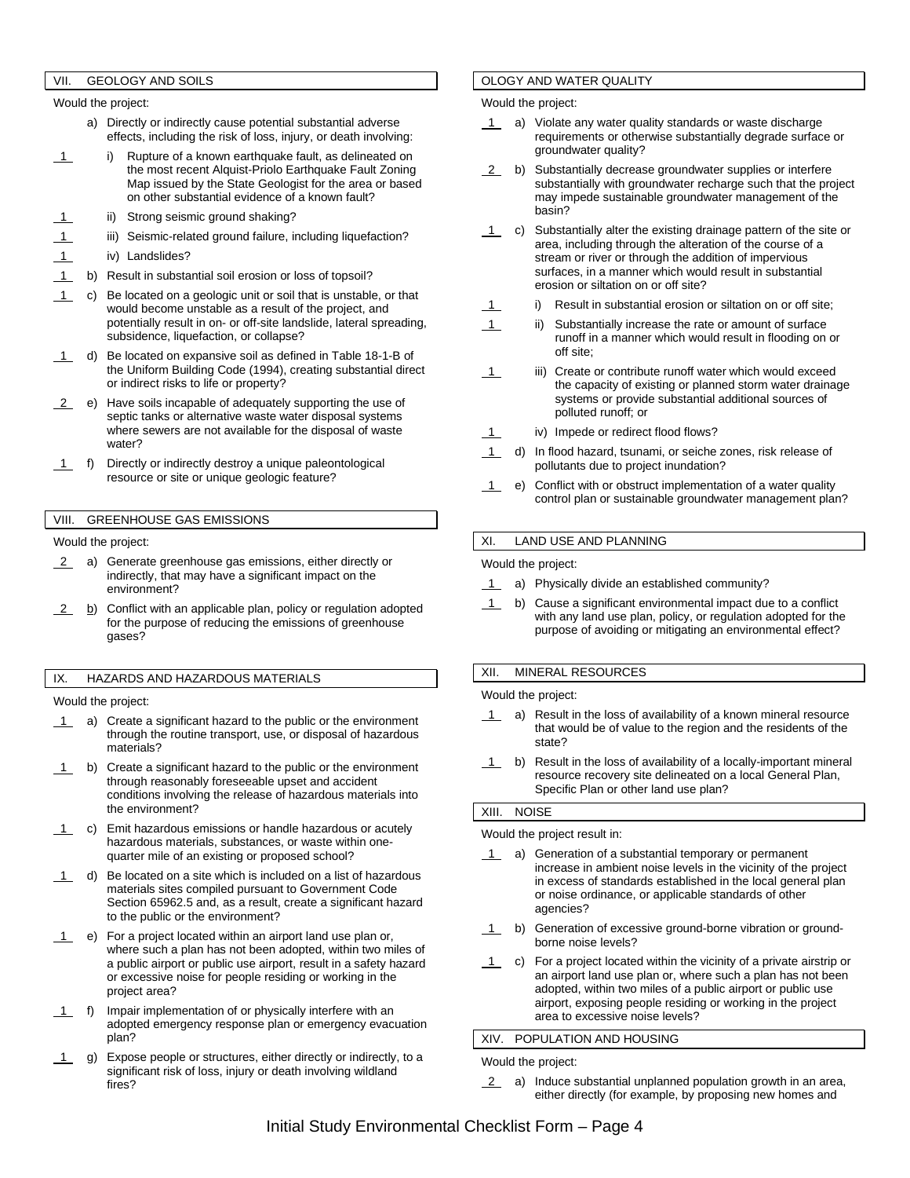## VII. GEOLOGY AND SOILS

Would the project:

a) Directly or indirectly cause potential substantial adverse effects, including the risk of loss, injury, or death involving:

1 i) Rupture of a known earthquake fault, as delineated on the most recent Alquist-Priolo Earthquake Fault Zoning Map issued by the State Geologist for the area or based on other substantial evidence of a known fault?

1 ii) Strong seismic ground shaking?

1 iii) Seismic-related ground failure, including liquefaction?

1 iv) Landslides?

1 b) Result in substantial soil erosion or loss of topsoil?

1 c) Be located on a geologic unit or soil that is unstable, or that would become unstable as a result of the project, and potentially result in on- or off-site landslide, lateral spreading, subsidence, liquefaction, or collapse?

1 d) Be located on expansive soil as defined in Table 18-1-B of the Uniform Building Code (1994), creating substantial direct or indirect risks to life or property?

2 e) Have soils incapable of adequately supporting the use of septic tanks or alternative waste water disposal systems where sewers are not available for the disposal of waste water?

1 f) Directly or indirectly destroy a unique paleontological resource or site or unique geologic feature?

## VIII. GREENHOUSE GAS EMISSIONS

Would the project:

2 a) Generate greenhouse gas emissions, either directly or indirectly, that may have a significant impact on the environment?

2 b) Conflict with an applicable plan, policy or regulation adopted for the purpose of reducing the emissions of greenhouse gases?

## IX. HAZARDS AND HAZARDOUS MATERIALS

Would the project:

1 a) Create a significant hazard to the public or the environment through the routine transport, use, or disposal of hazardous materials?

1 b) Create a significant hazard to the public or the environment through reasonably foreseeable upset and accident conditions involving the release of hazardous materials into the environment?

1 c) Emit hazardous emissions or handle hazardous or acutely hazardous materials, substances, or waste within one-quarter mile of an existing or proposed school?

1 d) Be located on a site which is included on a list of hazardous materials sites compiled pursuant to Government Code Section 65962.5 and, as a result, create a significant hazard to the public or the environment?

1 e) For a project located within an airport land use plan or, where such a plan has not been adopted, within two miles of a public airport or public use airport, result in a safety hazard or excessive noise for people residing or working in the project area?

1 f) Impair implementation of or physically interfere with an adopted emergency response plan or emergency evacuation plan?

1 g) Expose people or structures, either directly or indirectly, to a significant risk of loss, injury or death involving wildland fires?

## OLOGY AND WATER QUALITY

Would the project:

1 a) Violate any water quality standards or waste discharge requirements or otherwise substantially degrade surface or groundwater quality?

2 b) Substantially decrease groundwater supplies or interfere substantially with groundwater recharge such that the project may impede sustainable groundwater management of the basin?

1 c) Substantially alter the existing drainage pattern of the site or area, including through the alteration of the course of a stream or river or through the addition of impervious surfaces, in a manner which would result in substantial erosion or siltation on or off site?

1 i) Result in substantial erosion or siltation on or off site;

1 ii) Substantially increase the rate or amount of surface runoff in a manner which would result in flooding on or off site;

1 iii) Create or contribute runoff water which would exceed the capacity of existing or planned storm water drainage systems or provide substantial additional sources of polluted runoff; or

1 iv) Impede or redirect flood flows?

1 d) In flood hazard, tsunami, or seiche zones, risk release of pollutants due to project inundation?

1 e) Conflict with or obstruct implementation of a water quality control plan or sustainable groundwater management plan?

## XI. LAND USE AND PLANNING

Would the project:

1 a) Physically divide an established community?

1 b) Cause a significant environmental impact due to a conflict with any land use plan, policy, or regulation adopted for the purpose of avoiding or mitigating an environmental effect?

## XII. MINERAL RESOURCES

Would the project:

1 a) Result in the loss of availability of a known mineral resource that would be of value to the region and the residents of the state?

1 b) Result in the loss of availability of a locally-important mineral resource recovery site delineated on a local General Plan, Specific Plan or other land use plan?

## XIII. NOISE

Would the project result in:

1 a) Generation of a substantial temporary or permanent increase in ambient noise levels in the vicinity of the project in excess of standards established in the local general plan or noise ordinance, or applicable standards of other agencies?

1 b) Generation of excessive ground-borne vibration or ground-borne noise levels?

1 c) For a project located within the vicinity of a private airstrip or an airport land use plan or, where such a plan has not been adopted, within two miles of a public airport or public use airport, exposing people residing or working in the project area to excessive noise levels?

## XIV. POPULATION AND HOUSING

Would the project:

2 a) Induce substantial unplanned population growth in an area, either directly (for example, by proposing new homes and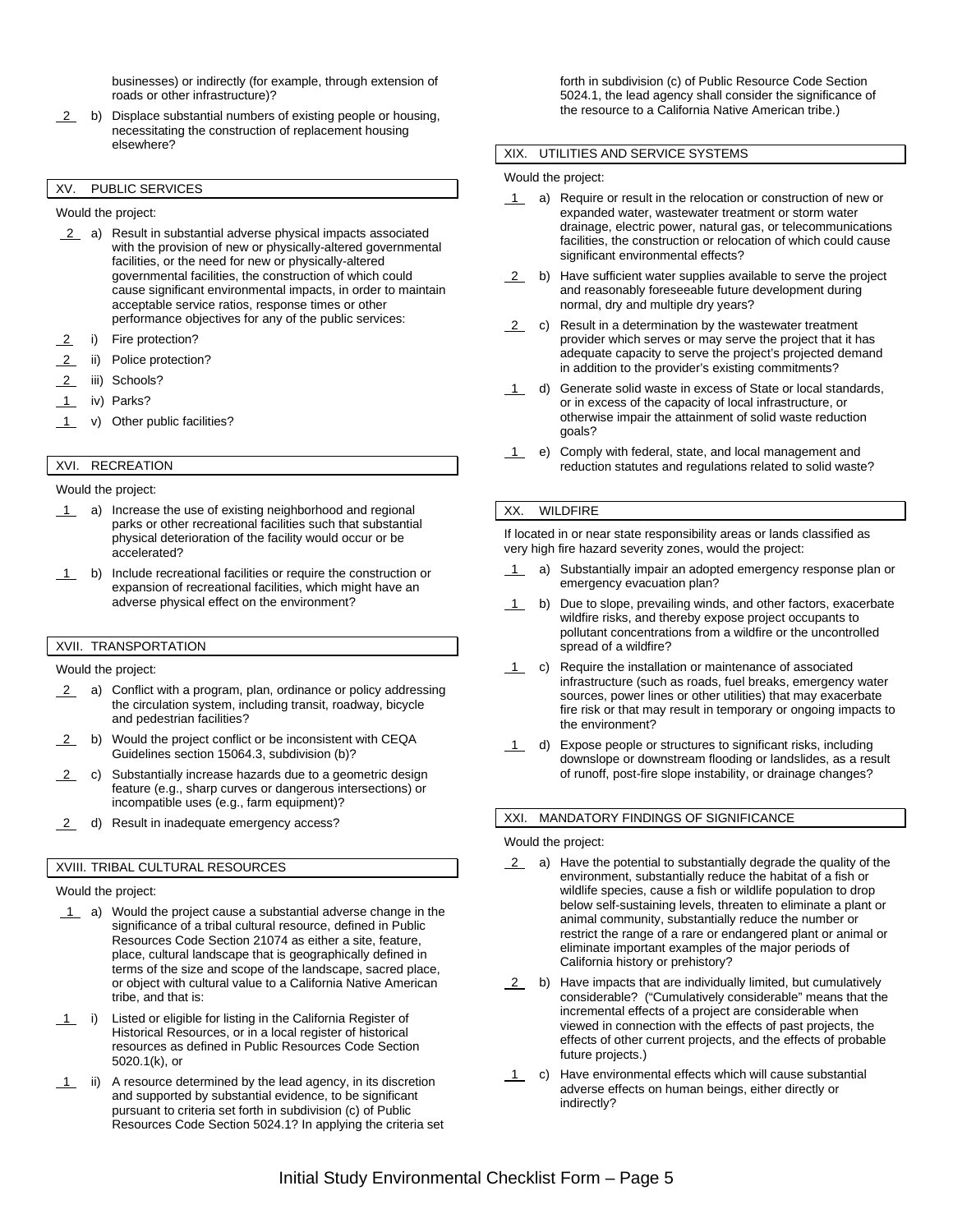businesses) or indirectly (for example, through extension of roads or other infrastructure)?

__2__ b) Displace substantial numbers of existing people or housing, necessitating the construction of replacement housing elsewhere?

## XV. PUBLIC SERVICES

Would the project:

__2__ a) Result in substantial adverse physical impacts associated with the provision of new or physically-altered governmental facilities, or the need for new or physically-altered governmental facilities, the construction of which could cause significant environmental impacts, in order to maintain acceptable service ratios, response times or other performance objectives for any of the public services:

__2__ i) Fire protection?

__2__ ii) Police protection?

__2__ iii) Schools?

__1__ iv) Parks?

__1__ v) Other public facilities?

## XVI. RECREATION

Would the project:

__1__ a) Increase the use of existing neighborhood and regional parks or other recreational facilities such that substantial physical deterioration of the facility would occur or be accelerated?

__1__ b) Include recreational facilities or require the construction or expansion of recreational facilities, which might have an adverse physical effect on the environment?

## XVII. TRANSPORTATION

Would the project:

__2__ a) Conflict with a program, plan, ordinance or policy addressing the circulation system, including transit, roadway, bicycle and pedestrian facilities?

__2__ b) Would the project conflict or be inconsistent with CEQA Guidelines section 15064.3, subdivision (b)?

__2__ c) Substantially increase hazards due to a geometric design feature (e.g., sharp curves or dangerous intersections) or incompatible uses (e.g., farm equipment)?

__2__ d) Result in inadequate emergency access?

## XVIII. TRIBAL CULTURAL RESOURCES

Would the project:

__1__ a) Would the project cause a substantial adverse change in the significance of a tribal cultural resource, defined in Public Resources Code Section 21074 as either a site, feature, place, cultural landscape that is geographically defined in terms of the size and scope of the landscape, sacred place, or object with cultural value to a California Native American tribe, and that is:

__1__ i) Listed or eligible for listing in the California Register of Historical Resources, or in a local register of historical resources as defined in Public Resources Code Section 5020.1(k), or

__1__ ii) A resource determined by the lead agency, in its discretion and supported by substantial evidence, to be significant pursuant to criteria set forth in subdivision (c) of Public Resources Code Section 5024.1? In applying the criteria set forth in subdivision (c) of Public Resource Code Section 5024.1, the lead agency shall consider the significance of the resource to a California Native American tribe.)

## XIX. UTILITIES AND SERVICE SYSTEMS

Would the project:

__1__ a) Require or result in the relocation or construction of new or expanded water, wastewater treatment or storm water drainage, electric power, natural gas, or telecommunications facilities, the construction or relocation of which could cause significant environmental effects?

__2__ b) Have sufficient water supplies available to serve the project and reasonably foreseeable future development during normal, dry and multiple dry years?

__2__ c) Result in a determination by the wastewater treatment provider which serves or may serve the project that it has adequate capacity to serve the project's projected demand in addition to the provider's existing commitments?

__1__ d) Generate solid waste in excess of State or local standards, or in excess of the capacity of local infrastructure, or otherwise impair the attainment of solid waste reduction goals?

__1__ e) Comply with federal, state, and local management and reduction statutes and regulations related to solid waste?

## XX. WILDFIRE

If located in or near state responsibility areas or lands classified as very high fire hazard severity zones, would the project:

__1__ a) Substantially impair an adopted emergency response plan or emergency evacuation plan?

__1__ b) Due to slope, prevailing winds, and other factors, exacerbate wildfire risks, and thereby expose project occupants to pollutant concentrations from a wildfire or the uncontrolled spread of a wildfire?

__1__ c) Require the installation or maintenance of associated infrastructure (such as roads, fuel breaks, emergency water sources, power lines or other utilities) that may exacerbate fire risk or that may result in temporary or ongoing impacts to the environment?

__1__ d) Expose people or structures to significant risks, including downslope or downstream flooding or landslides, as a result of runoff, post-fire slope instability, or drainage changes?

## XXI. MANDATORY FINDINGS OF SIGNIFICANCE

Would the project:

__2__ a) Have the potential to substantially degrade the quality of the environment, substantially reduce the habitat of a fish or wildlife species, cause a fish or wildlife population to drop below self-sustaining levels, threaten to eliminate a plant or animal community, substantially reduce the number or restrict the range of a rare or endangered plant or animal or eliminate important examples of the major periods of California history or prehistory?

__2__ b) Have impacts that are individually limited, but cumulatively considerable? ("Cumulatively considerable" means that the incremental effects of a project are considerable when viewed in connection with the effects of past projects, the effects of other current projects, and the effects of probable future projects.)

__1__ c) Have environmental effects which will cause substantial adverse effects on human beings, either directly or indirectly?

Initial Study Environmental Checklist Form – Page 5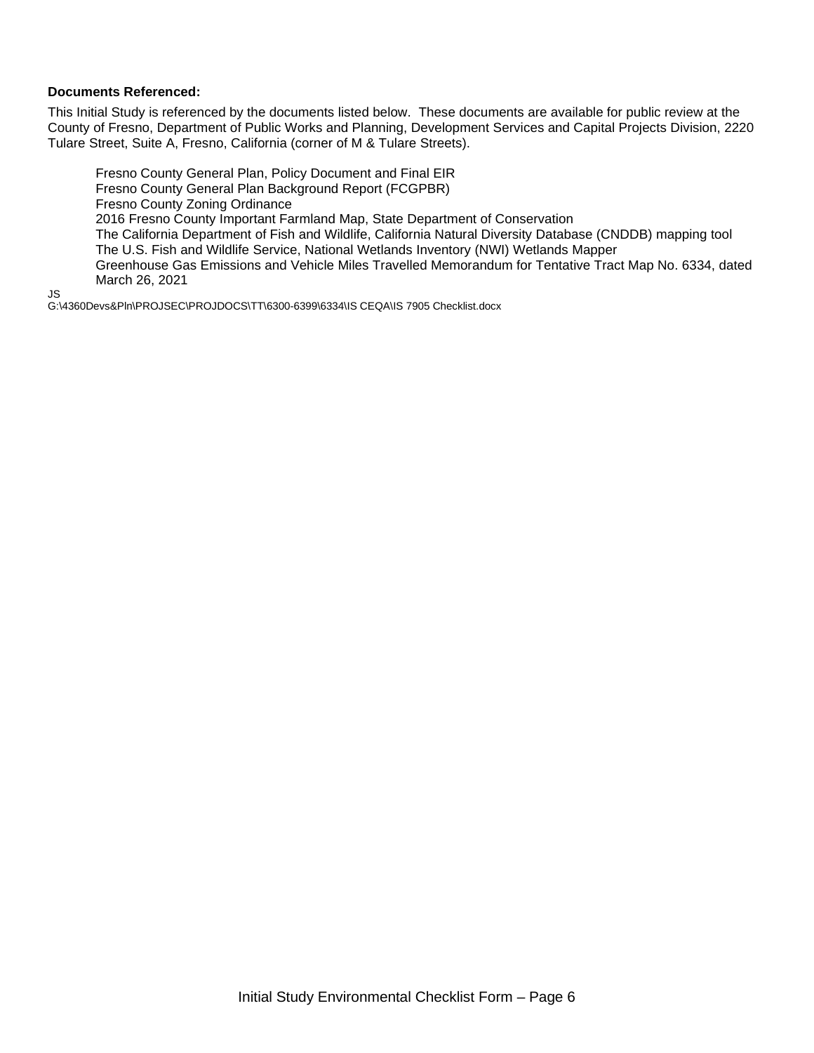**Documents Referenced:**

This Initial Study is referenced by the documents listed below. These documents are available for public review at the County of Fresno, Department of Public Works and Planning, Development Services and Capital Projects Division, 2220 Tulare Street, Suite A, Fresno, California (corner of M & Tulare Streets).

Fresno County General Plan, Policy Document and Final EIR
Fresno County General Plan Background Report (FCGPBR)
Fresno County Zoning Ordinance
2016 Fresno County Important Farmland Map, State Department of Conservation
The California Department of Fish and Wildlife, California Natural Diversity Database (CNDDB) mapping tool
The U.S. Fish and Wildlife Service, National Wetlands Inventory (NWI) Wetlands Mapper
Greenhouse Gas Emissions and Vehicle Miles Travelled Memorandum for Tentative Tract Map No. 6334, dated March 26, 2021

JS
G:\4360Devs&Pln\PROJSEC\PROJDOCS\TT\6300-6399\6334\IS CEQA\IS 7905 Checklist.docx